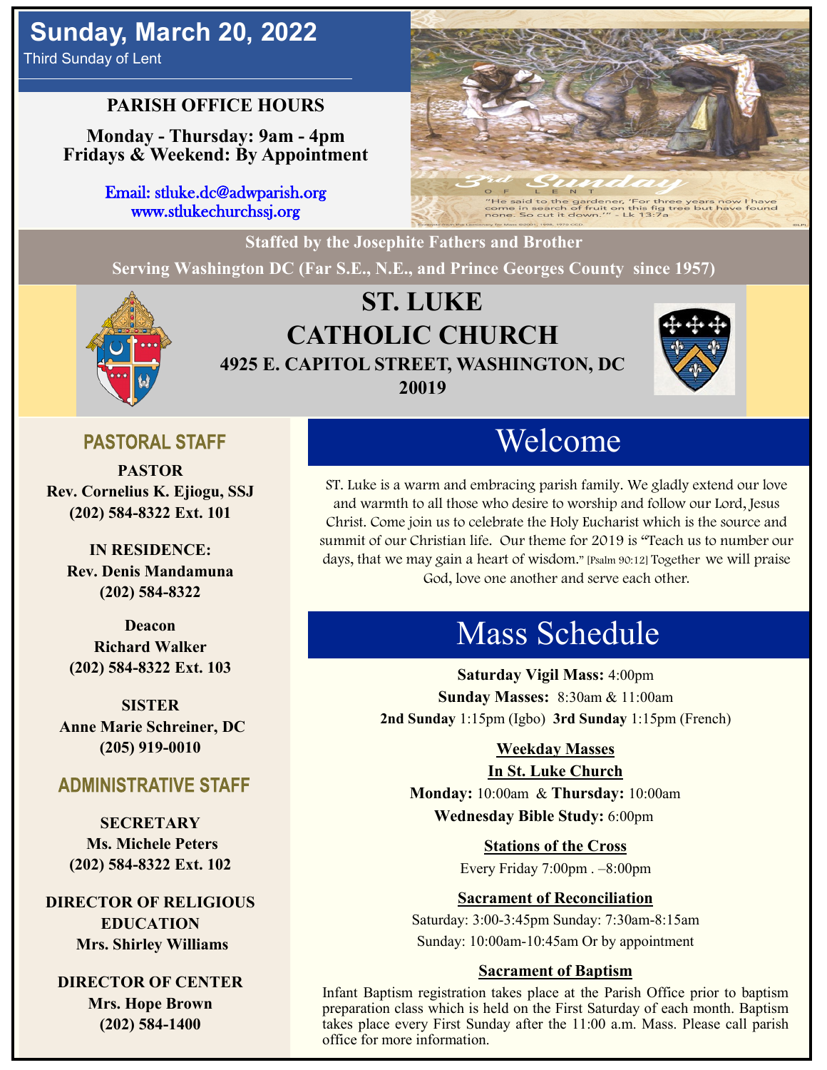# Sunday, March 20, 2022

Third Sunday of Lent

**PARISH OFFICE HOURS**

**Monday - Thursday: 9am - 4pm**
**Fridays & Weekend: By Appointment**

Email: stluke.dc@adwparish.org
www.stlukechurchssj.org

3rd Sunday of Lent

"He said to the gardener, 'For three years now I have come in search of fruit on this fig tree but have found none. So cut it down.'" - Lk 13:7a

**Staffed by the Josephite Fathers and Brother**
**Serving Washington DC (Far S.E., N.E., and Prince Georges County since 1957)**

# ST. LUKE CATHOLIC CHURCH

**4925 E. CAPITOL STREET, WASHINGTON, DC 20019**

## PASTORAL STAFF

**PASTOR**
**Rev. Cornelius K. Ejiogu, SSJ**
**(202) 584-8322 Ext. 101**

**IN RESIDENCE:**
**Rev. Denis Mandamuna**
**(202) 584-8322**

**Deacon**
**Richard Walker**
**(202) 584-8322 Ext. 103**

**SISTER**
**Anne Marie Schreiner, DC**
**(205) 919-0010**

## ADMINISTRATIVE STAFF

**SECRETARY**
**Ms. Michele Peters**
**(202) 584-8322 Ext. 102**

**DIRECTOR OF RELIGIOUS EDUCATION**
**Mrs. Shirley Williams**

**DIRECTOR OF CENTER**
**Mrs. Hope Brown**
**(202) 584-1400**

## Welcome

ST. Luke is a warm and embracing parish family. We gladly extend our love and warmth to all those who desire to worship and follow our Lord, Jesus Christ. Come join us to celebrate the Holy Eucharist which is the source and summit of our Christian life. Our theme for 2019 is "Teach us to number our days, that we may gain a heart of wisdom." [Psalm 90:12] Together we will praise God, love one another and serve each other.

## Mass Schedule

**Saturday Vigil Mass:** 4:00pm
**Sunday Masses:** 8:30am & 11:00am
**2nd Sunday** 1:15pm (Igbo) **3rd Sunday** 1:15pm (French)

**Weekday Masses**
**In St. Luke Church**
**Monday:** 10:00am & **Thursday:** 10:00am
**Wednesday Bible Study:** 6:00pm

**Stations of the Cross**
Every Friday 7:00pm . –8:00pm

**Sacrament of Reconciliation**
Saturday: 3:00-3:45pm Sunday: 7:30am-8:15am
Sunday: 10:00am-10:45am Or by appointment

**Sacrament of Baptism**
Infant Baptism registration takes place at the Parish Office prior to baptism preparation class which is held on the First Saturday of each month. Baptism takes place every First Sunday after the 11:00 a.m. Mass. Please call parish office for more information.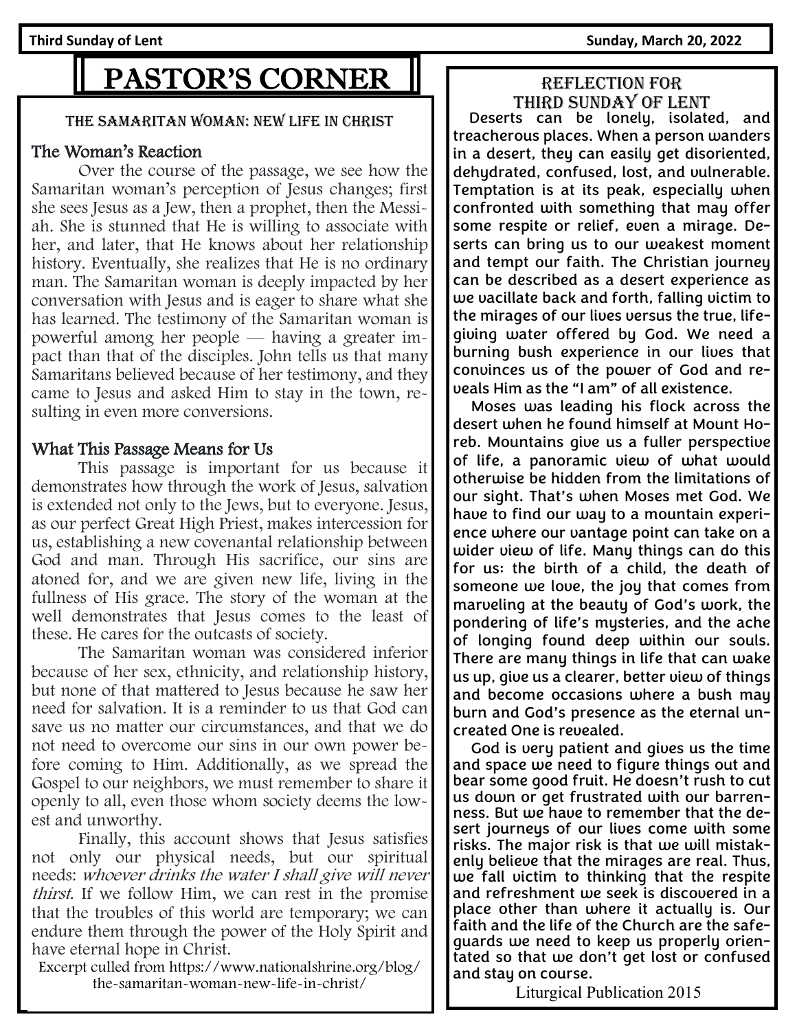# PASTOR'S CORNER

## THE SAMARITAN WOMAN: NEW LIFE IN CHRIST

### The Woman's Reaction

Over the course of the passage, we see how the Samaritan woman's perception of Jesus changes; first she sees Jesus as a Jew, then a prophet, then the Messiah. She is stunned that He is willing to associate with her, and later, that He knows about her relationship history. Eventually, she realizes that He is no ordinary man. The Samaritan woman is deeply impacted by her conversation with Jesus and is eager to share what she has learned. The testimony of the Samaritan woman is powerful among her people — having a greater impact than that of the disciples. John tells us that many Samaritans believed because of her testimony, and they came to Jesus and asked Him to stay in the town, resulting in even more conversions.

### What This Passage Means for Us

This passage is important for us because it demonstrates how through the work of Jesus, salvation is extended not only to the Jews, but to everyone. Jesus, as our perfect Great High Priest, makes intercession for us, establishing a new covenantal relationship between God and man. Through His sacrifice, our sins are atoned for, and we are given new life, living in the fullness of His grace. The story of the woman at the well demonstrates that Jesus comes to the least of these. He cares for the outcasts of society.

The Samaritan woman was considered inferior because of her sex, ethnicity, and relationship history, but none of that mattered to Jesus because he saw her need for salvation. It is a reminder to us that God can save us no matter our circumstances, and that we do not need to overcome our sins in our own power before coming to Him. Additionally, as we spread the Gospel to our neighbors, we must remember to share it openly to all, even those whom society deems the lowest and unworthy.

Finally, this account shows that Jesus satisfies not only our physical needs, but our spiritual needs: *whoever drinks the water I shall give will never thirst*. If we follow Him, we can rest in the promise that the troubles of this world are temporary; we can endure them through the power of the Holy Spirit and have eternal hope in Christ.

Excerpt culled from https://www.nationalshrine.org/blog/the-samaritan-woman-new-life-in-christ/

## REFLECTION FOR THIRD SUNDAY OF LENT

Deserts can be lonely, isolated, and treacherous places. When a person wanders in a desert, they can easily get disoriented, dehydrated, confused, lost, and vulnerable. Temptation is at its peak, especially when confronted with something that may offer some respite or relief, even a mirage. Deserts can bring us to our weakest moment and tempt our faith. The Christian journey can be described as a desert experience as we vacillate back and forth, falling victim to the mirages of our lives versus the true, life-giving water offered by God. We need a burning bush experience in our lives that convinces us of the power of God and reveals Him as the "I am" of all existence.

Moses was leading his flock across the desert when he found himself at Mount Horeb. Mountains give us a fuller perspective of life, a panoramic view of what would otherwise be hidden from the limitations of our sight. That's when Moses met God. We have to find our way to a mountain experience where our vantage point can take on a wider view of life. Many things can do this for us: the birth of a child, the death of someone we love, the joy that comes from marveling at the beauty of God's work, the pondering of life's mysteries, and the ache of longing found deep within our souls. There are many things in life that can wake us up, give us a clearer, better view of things and become occasions where a bush may burn and God's presence as the eternal uncreated One is revealed.

God is very patient and gives us the time and space we need to figure things out and bear some good fruit. He doesn't rush to cut us down or get frustrated with our barrenness. But we have to remember that the desert journeys of our lives come with some risks. The major risk is that we will mistakenly believe that the mirages are real. Thus, we fall victim to thinking that the respite and refreshment we seek is discovered in a place other than where it actually is. Our faith and the life of the Church are the safeguards we need to keep us properly orientated so that we don't get lost or confused and stay on course.

Liturgical Publication 2015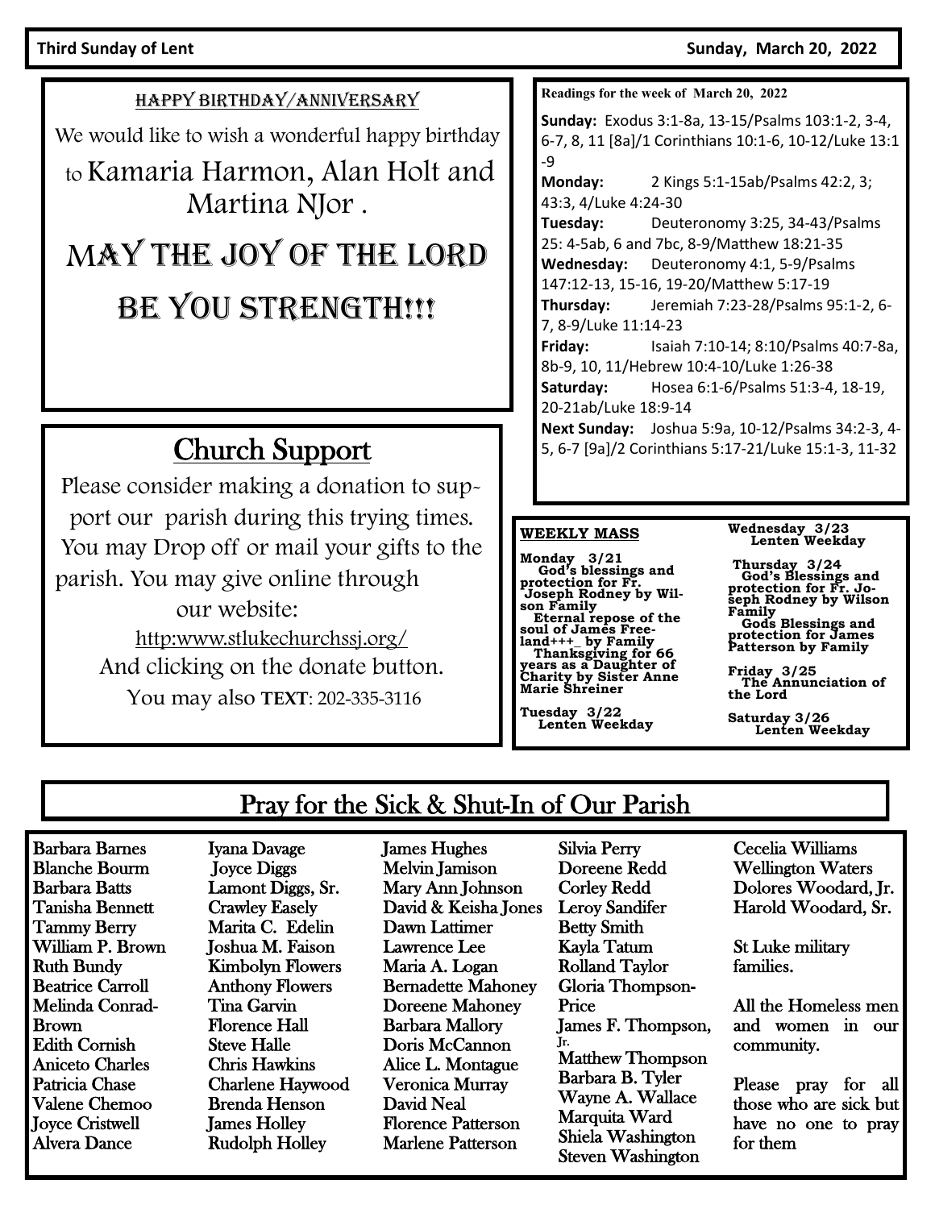**Third Sunday of Lent** **Sunday, March 20, 2022**

## HAPPY BIRTHDAY/ANNIVERSARY

We would like to wish a wonderful happy birthday to Kamaria Harmon, Alan Holt and Martina NJor .

# MAY THE JOY OF THE LORD BE YOU STRENGTH!!!

## Church Support

Please consider making a donation to support our parish during this trying times. You may Drop off or mail your gifts to the parish. You may give online through our website:

http:www.stlukechurchssj.org/

And clicking on the donate button.

You may also **TEXT**: 202-335-3116

**Readings for the week of March 20, 2022**

**Sunday:** Exodus 3:1-8a, 13-15/Psalms 103:1-2, 3-4, 6-7, 8, 11 [8a]/1 Corinthians 10:1-6, 10-12/Luke 13:1-9

**Monday:** 2 Kings 5:1-15ab/Psalms 42:2, 3; 43:3, 4/Luke 4:24-30

**Tuesday:** Deuteronomy 3:25, 34-43/Psalms 25: 4-5ab, 6 and 7bc, 8-9/Matthew 18:21-35

**Wednesday:** Deuteronomy 4:1, 5-9/Psalms 147:12-13, 15-16, 19-20/Matthew 5:17-19

**Thursday:** Jeremiah 7:23-28/Psalms 95:1-2, 6-7, 8-9/Luke 11:14-23

**Friday:** Isaiah 7:10-14; 8:10/Psalms 40:7-8a, 8b-9, 10, 11/Hebrew 10:4-10/Luke 1:26-38

**Saturday:** Hosea 6:1-6/Psalms 51:3-4, 18-19, 20-21ab/Luke 18:9-14

**Next Sunday:** Joshua 5:9a, 10-12/Psalms 34:2-3, 4-5, 6-7 [9a]/2 Corinthians 5:17-21/Luke 15:1-3, 11-32

**WEEKLY MASS**

**Monday 3/21**
God's blessings and protection for Fr. Joseph Rodney by Wilson Family
Eternal repose of the soul of James Freeland+++_ by Family
Thanksgiving for 66 years as a Daughter of Charity by Sister Anne Marie Shreiner

**Tuesday 3/22**
Lenten Weekday

**Wednesday 3/23**
Lenten Weekday

**Thursday 3/24**
God's Blessings and protection for Fr. Joseph Rodney by Wilson Family
Gods Blessings and protection for James Patterson by Family

**Friday 3/25**
The Annunciation of the Lord

**Saturday 3/26**
Lenten Weekday

## Pray for the Sick & Shut-In of Our Parish

Barbara Barnes
Blanche Bourm
Barbara Batts
Tanisha Bennett
Tammy Berry
William P. Brown
Ruth Bundy
Beatrice Carroll
Melinda Conrad-Brown
Edith Cornish
Aniceto Charles
Patricia Chase
Valene Chemoo
Joyce Cristwell
Alvera Dance
Iyana Davage
Joyce Diggs
Lamont Diggs, Sr.
Crawley Easely
Marita C. Edelin
Joshua M. Faison
Kimbolyn Flowers
Anthony Flowers
Tina Garvin
Florence Hall
Steve Halle
Chris Hawkins
Charlene Haywood
Brenda Henson
James Holley
Rudolph Holley
James Hughes
Melvin Jamison
Mary Ann Johnson
David & Keisha Jones
Dawn Lattimer
Lawrence Lee
Maria A. Logan
Bernadette Mahoney
Doreene Mahoney
Barbara Mallory
Doris McCannon
Alice L. Montague
Veronica Murray
David Neal
Florence Patterson
Marlene Patterson
Silvia Perry
Doreene Redd
Corley Redd
Leroy Sandifer
Betty Smith
Kayla Tatum
Rolland Taylor
Gloria Thompson-Price
James F. Thompson, Jr.
Matthew Thompson
Barbara B. Tyler
Wayne A. Wallace
Marquita Ward
Shiela Washington
Steven Washington
Cecelia Williams
Wellington Waters
Dolores Woodard, Jr.
Harold Woodard, Sr.

St Luke military families.

All the Homeless men and women in our community.

Please pray for all those who are sick but have no one to pray for them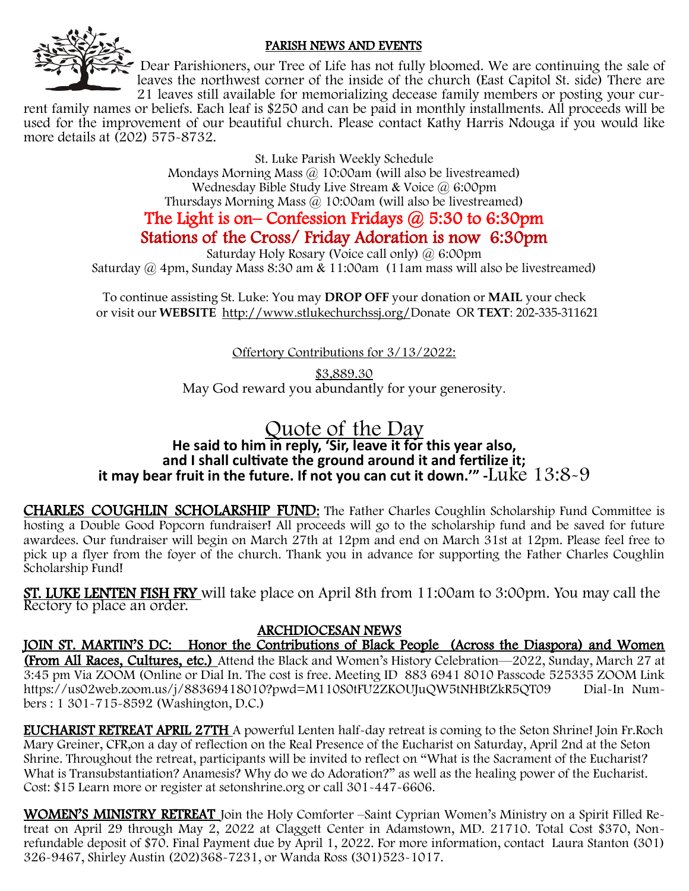## PARISH NEWS AND EVENTS

Dear Parishioners, our Tree of Life has not fully bloomed. We are continuing the sale of leaves the northwest corner of the inside of the church (East Capitol St. side) There are 21 leaves still available for memorializing decease family members or posting your current family names or beliefs. Each leaf is $250 and can be paid in monthly installments. All proceeds will be used for the improvement of our beautiful church. Please contact Kathy Harris Ndouga if you would like more details at (202) 575-8732.

St. Luke Parish Weekly Schedule
Mondays Morning Mass @ 10:00am (will also be livestreamed)
Wednesday Bible Study Live Stream & Voice @ 6:00pm
Thursdays Morning Mass @ 10:00am (will also be livestreamed)

**The Light is on– Confession Fridays @ 5:30 to 6:30pm**
**Stations of the Cross/ Friday Adoration is now 6:30pm**

Saturday Holy Rosary (Voice call only) @ 6:00pm
Saturday @ 4pm, Sunday Mass 8:30 am & 11:00am (11am mass will also be livestreamed)

To continue assisting St. Luke: You may **DROP OFF** your donation or **MAIL** your check or visit our **WEBSITE** http://www.stlukechurchssj.org/Donate OR **TEXT**: 202-335-311621

Offertory Contributions for 3/13/2022:

$3,889.30
May God reward you abundantly for your generosity.

## Quote of the Day

**He said to him in reply, 'Sir, leave it for this year also, and I shall cultivate the ground around it and fertilize it; it may bear fruit in the future. If not you can cut it down.'"** -Luke 13:8-9

**CHARLES COUGHLIN SCHOLARSHIP FUND:** The Father Charles Coughlin Scholarship Fund Committee is hosting a Double Good Popcorn fundraiser! All proceeds will go to the scholarship fund and be saved for future awardees. Our fundraiser will begin on March 27th at 12pm and end on March 31st at 12pm. Please feel free to pick up a flyer from the foyer of the church. Thank you in advance for supporting the Father Charles Coughlin Scholarship Fund!

**ST. LUKE LENTEN FISH FRY** will take place on April 8th from 11:00am to 3:00pm. You may call the Rectory to place an order.

## ARCHDIOCESAN NEWS

**JOIN ST. MARTIN'S DC: Honor the Contributions of Black People (Across the Diaspora) and Women (From All Races, Cultures, etc.)** Attend the Black and Women's History Celebration—2022, Sunday, March 27 at 3:45 pm Via ZOOM (Online or Dial In. The cost is free. Meeting ID 883 6941 8010 Passcode 525335 ZOOM Link https://us02web.zoom.us/j/88369418010?pwd=M110S0tFU2ZKOUJuQW5tNHBtZkR5QT09 Dial-In Numbers : 1 301-715-8592 (Washington, D.C.)

**EUCHARIST RETREAT APRIL 27TH** A powerful Lenten half-day retreat is coming to the Seton Shrine! Join Fr.Roch Mary Greiner, CFR,on a day of reflection on the Real Presence of the Eucharist on Saturday, April 2nd at the Seton Shrine. Throughout the retreat, participants will be invited to reflect on "What is the Sacrament of the Eucharist? What is Transubstantiation? Anamesis? Why do we do Adoration?" as well as the healing power of the Eucharist. Cost: $15 Learn more or register at setonshrine.org or call 301-447-6606.

**WOMEN'S MINISTRY RETREAT** Join the Holy Comforter –Saint Cyprian Women's Ministry on a Spirit Filled Retreat on April 29 through May 2, 2022 at Claggett Center in Adamstown, MD. 21710. Total Cost $370, Non-refundable deposit of $70. Final Payment due by April 1, 2022. For more information, contact Laura Stanton (301) 326-9467, Shirley Austin (202)368-7231, or Wanda Ross (301)523-1017.